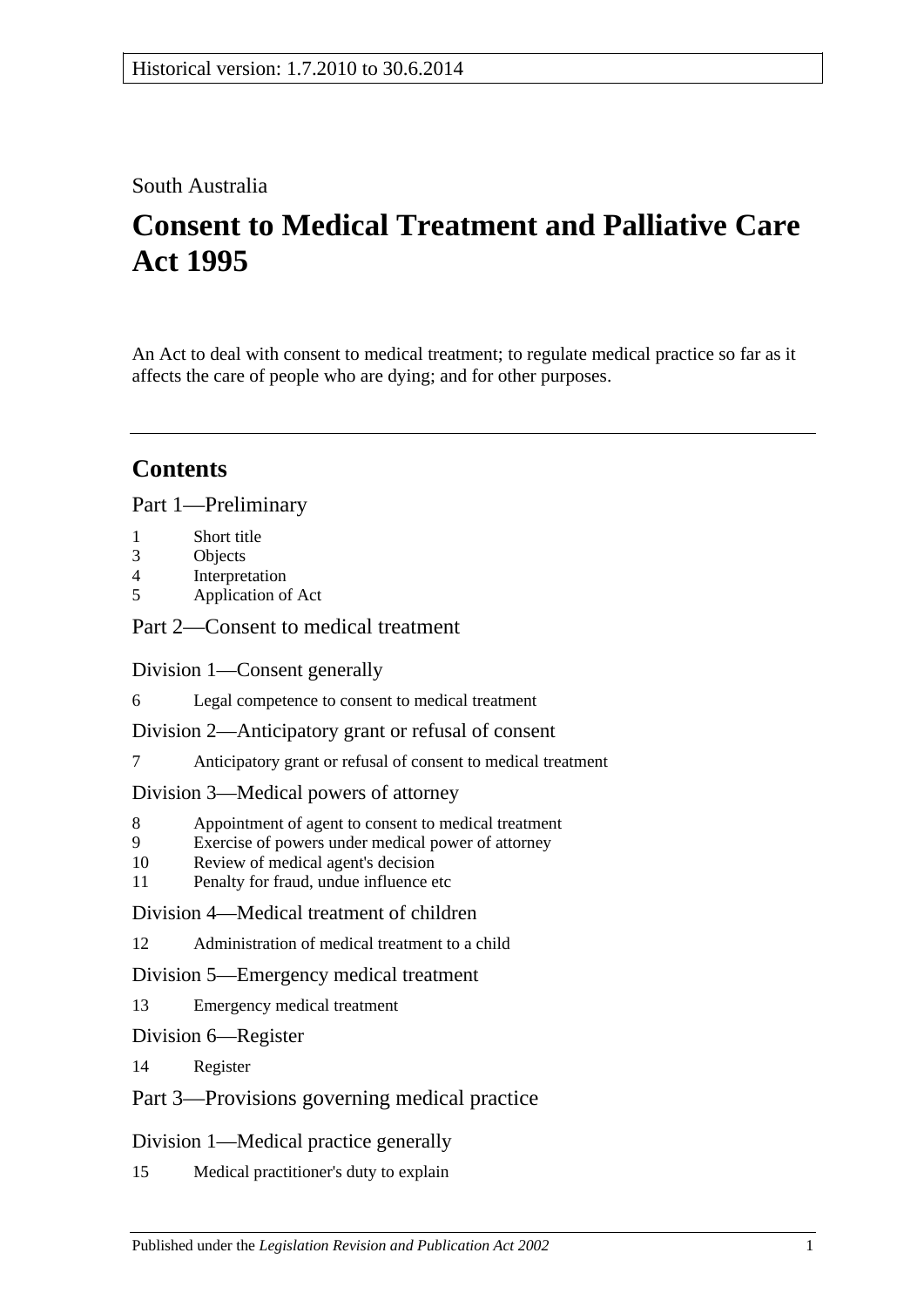Historical version: 1.7.2010 to 30.6.2014

South Australia

# Consent to Medical Treatment and Palliative Care Act 1995

An Act to deal with consent to medical treatment; to regulate medical practice so far as it affects the care of people who are dying; and for other purposes.

## Contents

Part 1—Preliminary

1 Short title
3 Objects
4 Interpretation
5 Application of Act

Part 2—Consent to medical treatment

Division 1—Consent generally

6 Legal competence to consent to medical treatment

Division 2—Anticipatory grant or refusal of consent

7 Anticipatory grant or refusal of consent to medical treatment

Division 3—Medical powers of attorney

8 Appointment of agent to consent to medical treatment
9 Exercise of powers under medical power of attorney
10 Review of medical agent's decision
11 Penalty for fraud, undue influence etc

Division 4—Medical treatment of children

12 Administration of medical treatment to a child

Division 5—Emergency medical treatment

13 Emergency medical treatment

Division 6—Register

14 Register

Part 3—Provisions governing medical practice

Division 1—Medical practice generally

15 Medical practitioner's duty to explain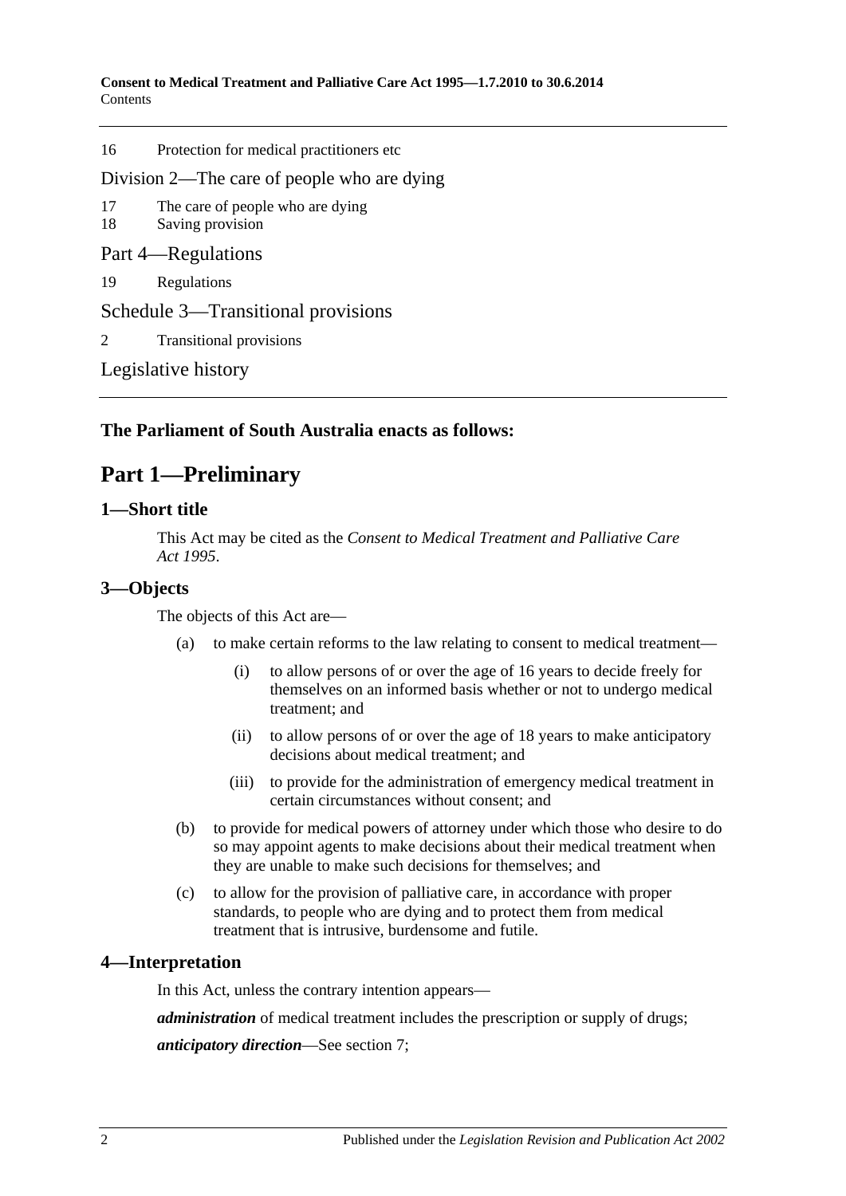16 Protection for medical practitioners etc

Division 2—The care of people who are dying

17 The care of people who are dying
18 Saving provision

Part 4—Regulations

19 Regulations

Schedule 3—Transitional provisions

2 Transitional provisions

Legislative history

**The Parliament of South Australia enacts as follows:**

# Part 1—Preliminary

## 1—Short title

This Act may be cited as the *Consent to Medical Treatment and Palliative Care Act 1995*.

## 3—Objects

The objects of this Act are—

- (a) to make certain reforms to the law relating to consent to medical treatment—
  - (i) to allow persons of or over the age of 16 years to decide freely for themselves on an informed basis whether or not to undergo medical treatment; and
  - (ii) to allow persons of or over the age of 18 years to make anticipatory decisions about medical treatment; and
  - (iii) to provide for the administration of emergency medical treatment in certain circumstances without consent; and
- (b) to provide for medical powers of attorney under which those who desire to do so may appoint agents to make decisions about their medical treatment when they are unable to make such decisions for themselves; and
- (c) to allow for the provision of palliative care, in accordance with proper standards, to people who are dying and to protect them from medical treatment that is intrusive, burdensome and futile.

## 4—Interpretation

In this Act, unless the contrary intention appears—

***administration*** of medical treatment includes the prescription or supply of drugs;

***anticipatory direction***—See section 7;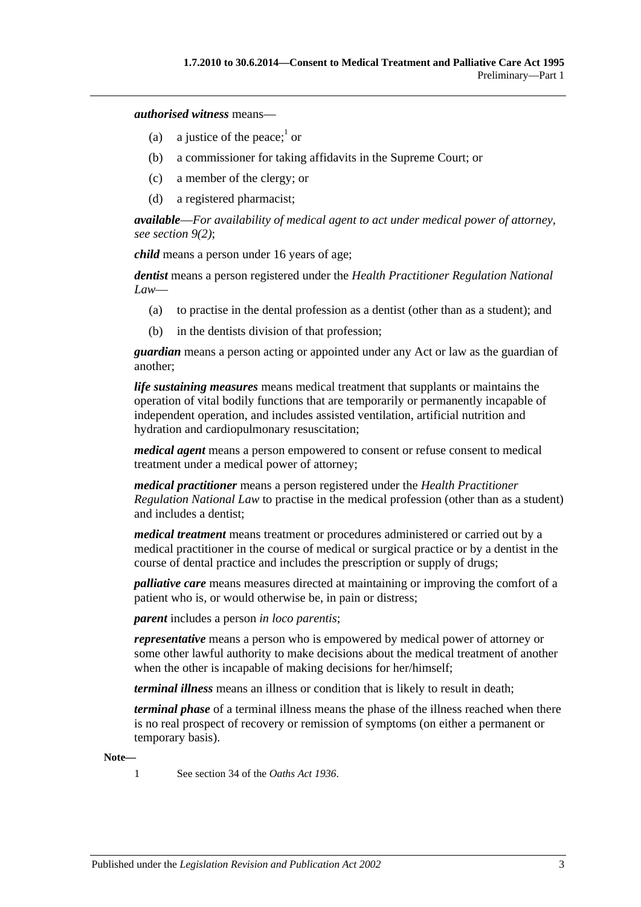***authorised witness*** means—

(a) a justice of the peace;[1] or

(b) a commissioner for taking affidavits in the Supreme Court; or

(c) a member of the clergy; or

(d) a registered pharmacist;

***available***—*For availability of medical agent to act under medical power of attorney, see section 9(2)*;

***child*** means a person under 16 years of age;

***dentist*** means a person registered under the *Health Practitioner Regulation National Law*—

(a) to practise in the dental profession as a dentist (other than as a student); and

(b) in the dentists division of that profession;

***guardian*** means a person acting or appointed under any Act or law as the guardian of another;

***life sustaining measures*** means medical treatment that supplants or maintains the operation of vital bodily functions that are temporarily or permanently incapable of independent operation, and includes assisted ventilation, artificial nutrition and hydration and cardiopulmonary resuscitation;

***medical agent*** means a person empowered to consent or refuse consent to medical treatment under a medical power of attorney;

***medical practitioner*** means a person registered under the *Health Practitioner Regulation National Law* to practise in the medical profession (other than as a student) and includes a dentist;

***medical treatment*** means treatment or procedures administered or carried out by a medical practitioner in the course of medical or surgical practice or by a dentist in the course of dental practice and includes the prescription or supply of drugs;

***palliative care*** means measures directed at maintaining or improving the comfort of a patient who is, or would otherwise be, in pain or distress;

***parent*** includes a person *in loco parentis*;

***representative*** means a person who is empowered by medical power of attorney or some other lawful authority to make decisions about the medical treatment of another when the other is incapable of making decisions for her/himself;

***terminal illness*** means an illness or condition that is likely to result in death;

***terminal phase*** of a terminal illness means the phase of the illness reached when there is no real prospect of recovery or remission of symptoms (on either a permanent or temporary basis).

**Note—**

1 See section 34 of the *Oaths Act 1936*.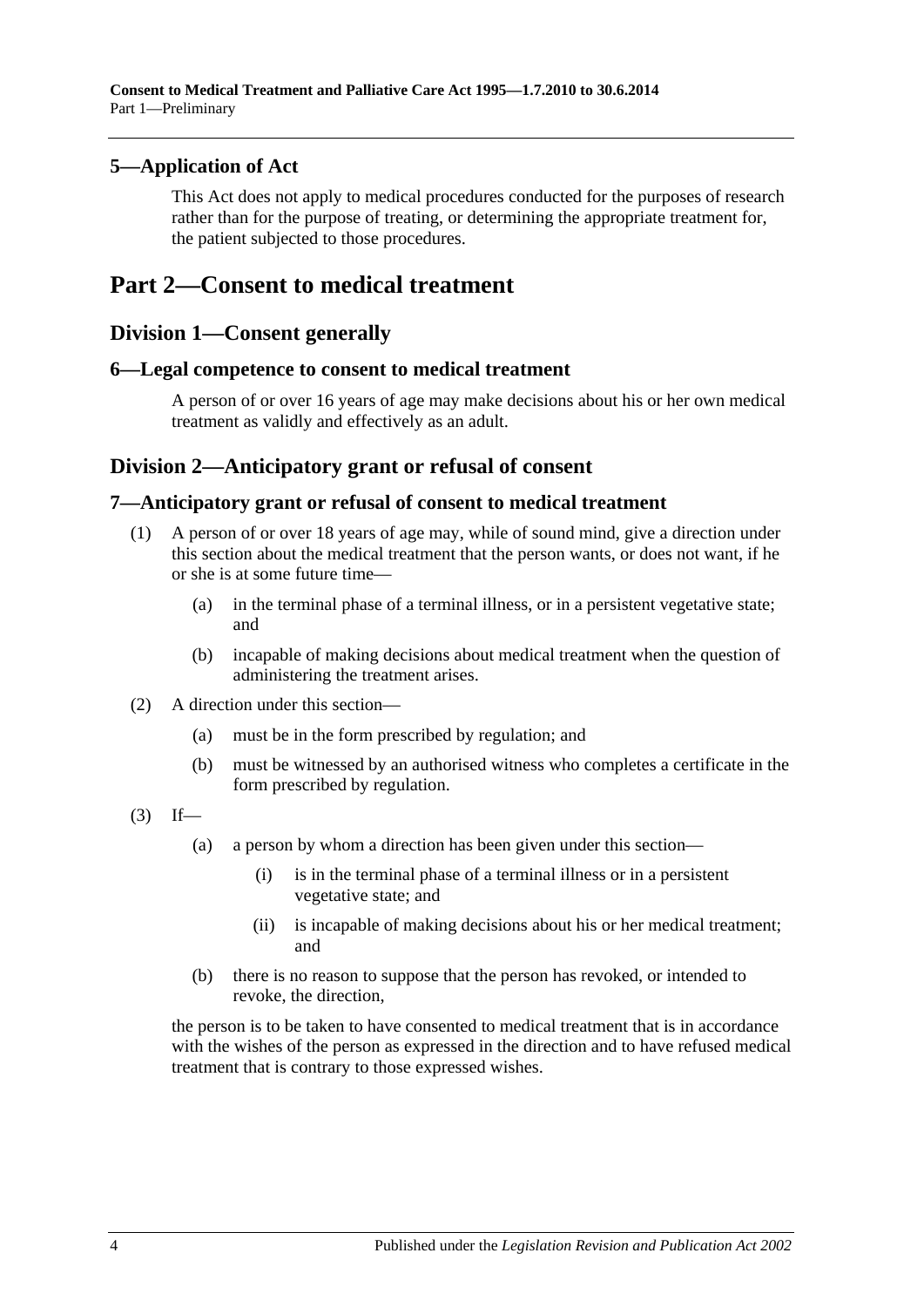### 5—Application of Act

This Act does not apply to medical procedures conducted for the purposes of research rather than for the purpose of treating, or determining the appropriate treatment for, the patient subjected to those procedures.

# Part 2—Consent to medical treatment

## Division 1—Consent generally

### 6—Legal competence to consent to medical treatment

A person of or over 16 years of age may make decisions about his or her own medical treatment as validly and effectively as an adult.

## Division 2—Anticipatory grant or refusal of consent

### 7—Anticipatory grant or refusal of consent to medical treatment

(1) A person of or over 18 years of age may, while of sound mind, give a direction under this section about the medical treatment that the person wants, or does not want, if he or she is at some future time—

- (a) in the terminal phase of a terminal illness, or in a persistent vegetative state; and
- (b) incapable of making decisions about medical treatment when the question of administering the treatment arises.

(2) A direction under this section—

- (a) must be in the form prescribed by regulation; and
- (b) must be witnessed by an authorised witness who completes a certificate in the form prescribed by regulation.

(3) If—

- (a) a person by whom a direction has been given under this section—
  - (i) is in the terminal phase of a terminal illness or in a persistent vegetative state; and
  - (ii) is incapable of making decisions about his or her medical treatment; and
- (b) there is no reason to suppose that the person has revoked, or intended to revoke, the direction,

the person is to be taken to have consented to medical treatment that is in accordance with the wishes of the person as expressed in the direction and to have refused medical treatment that is contrary to those expressed wishes.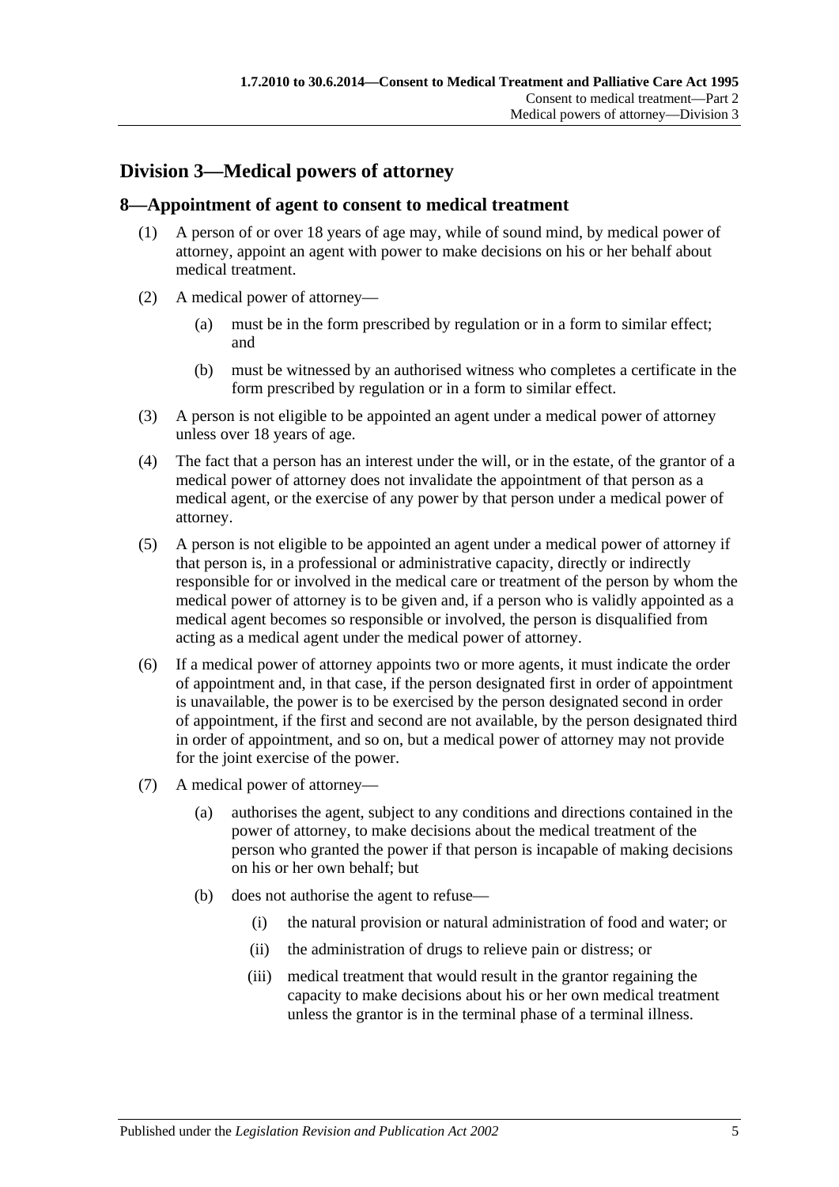## Division 3—Medical powers of attorney

### 8—Appointment of agent to consent to medical treatment

(1) A person of or over 18 years of age may, while of sound mind, by medical power of attorney, appoint an agent with power to make decisions on his or her behalf about medical treatment.

(2) A medical power of attorney—

(a) must be in the form prescribed by regulation or in a form to similar effect; and

(b) must be witnessed by an authorised witness who completes a certificate in the form prescribed by regulation or in a form to similar effect.

(3) A person is not eligible to be appointed an agent under a medical power of attorney unless over 18 years of age.

(4) The fact that a person has an interest under the will, or in the estate, of the grantor of a medical power of attorney does not invalidate the appointment of that person as a medical agent, or the exercise of any power by that person under a medical power of attorney.

(5) A person is not eligible to be appointed an agent under a medical power of attorney if that person is, in a professional or administrative capacity, directly or indirectly responsible for or involved in the medical care or treatment of the person by whom the medical power of attorney is to be given and, if a person who is validly appointed as a medical agent becomes so responsible or involved, the person is disqualified from acting as a medical agent under the medical power of attorney.

(6) If a medical power of attorney appoints two or more agents, it must indicate the order of appointment and, in that case, if the person designated first in order of appointment is unavailable, the power is to be exercised by the person designated second in order of appointment, if the first and second are not available, by the person designated third in order of appointment, and so on, but a medical power of attorney may not provide for the joint exercise of the power.

(7) A medical power of attorney—

(a) authorises the agent, subject to any conditions and directions contained in the power of attorney, to make decisions about the medical treatment of the person who granted the power if that person is incapable of making decisions on his or her own behalf; but

(b) does not authorise the agent to refuse—

(i) the natural provision or natural administration of food and water; or

(ii) the administration of drugs to relieve pain or distress; or

(iii) medical treatment that would result in the grantor regaining the capacity to make decisions about his or her own medical treatment unless the grantor is in the terminal phase of a terminal illness.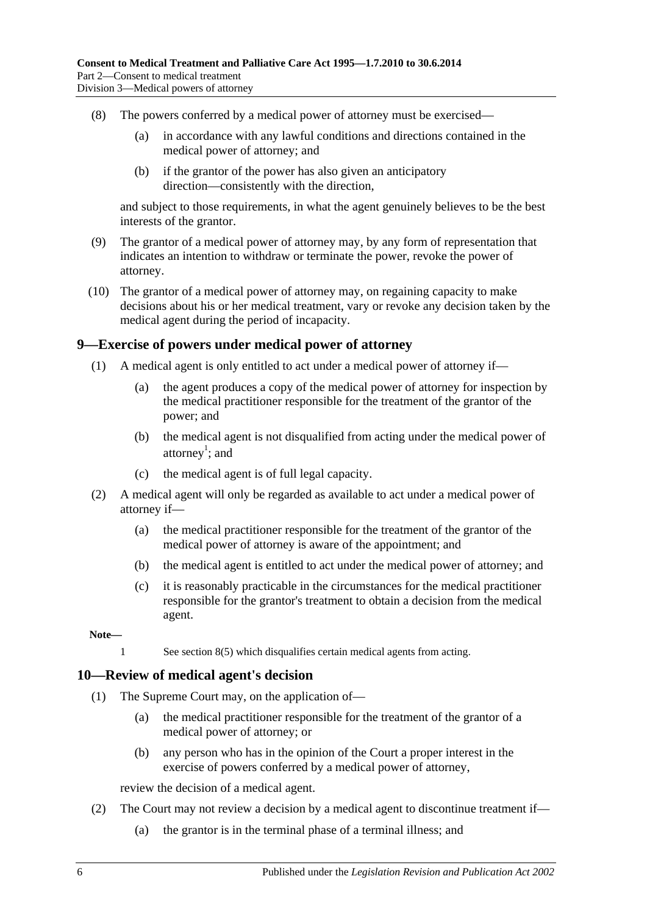(8) The powers conferred by a medical power of attorney must be exercised—

(a) in accordance with any lawful conditions and directions contained in the medical power of attorney; and

(b) if the grantor of the power has also given an anticipatory direction—consistently with the direction,

and subject to those requirements, in what the agent genuinely believes to be the best interests of the grantor.

(9) The grantor of a medical power of attorney may, by any form of representation that indicates an intention to withdraw or terminate the power, revoke the power of attorney.

(10) The grantor of a medical power of attorney may, on regaining capacity to make decisions about his or her medical treatment, vary or revoke any decision taken by the medical agent during the period of incapacity.

## 9—Exercise of powers under medical power of attorney

(1) A medical agent is only entitled to act under a medical power of attorney if—

(a) the agent produces a copy of the medical power of attorney for inspection by the medical practitioner responsible for the treatment of the grantor of the power; and

(b) the medical agent is not disqualified from acting under the medical power of attorney[1]; and

(c) the medical agent is of full legal capacity.

(2) A medical agent will only be regarded as available to act under a medical power of attorney if—

(a) the medical practitioner responsible for the treatment of the grantor of the medical power of attorney is aware of the appointment; and

(b) the medical agent is entitled to act under the medical power of attorney; and

(c) it is reasonably practicable in the circumstances for the medical practitioner responsible for the grantor's treatment to obtain a decision from the medical agent.

**Note—**

1 See section 8(5) which disqualifies certain medical agents from acting.

## 10—Review of medical agent's decision

(1) The Supreme Court may, on the application of—

(a) the medical practitioner responsible for the treatment of the grantor of a medical power of attorney; or

(b) any person who has in the opinion of the Court a proper interest in the exercise of powers conferred by a medical power of attorney,

review the decision of a medical agent.

(2) The Court may not review a decision by a medical agent to discontinue treatment if—

(a) the grantor is in the terminal phase of a terminal illness; and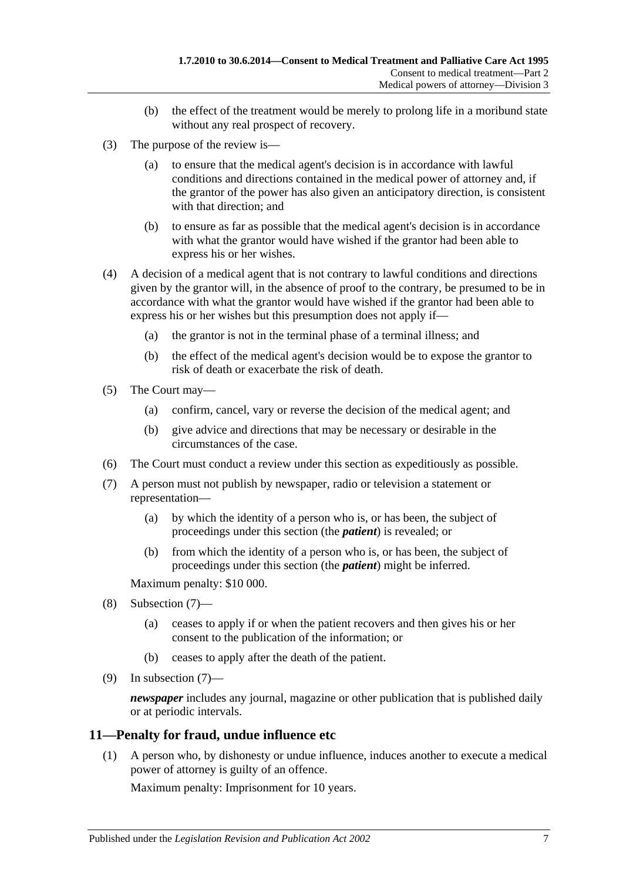(b) the effect of the treatment would be merely to prolong life in a moribund state without any real prospect of recovery.

(3) The purpose of the review is—

(a) to ensure that the medical agent's decision is in accordance with lawful conditions and directions contained in the medical power of attorney and, if the grantor of the power has also given an anticipatory direction, is consistent with that direction; and

(b) to ensure as far as possible that the medical agent's decision is in accordance with what the grantor would have wished if the grantor had been able to express his or her wishes.

(4) A decision of a medical agent that is not contrary to lawful conditions and directions given by the grantor will, in the absence of proof to the contrary, be presumed to be in accordance with what the grantor would have wished if the grantor had been able to express his or her wishes but this presumption does not apply if—

(a) the grantor is not in the terminal phase of a terminal illness; and

(b) the effect of the medical agent's decision would be to expose the grantor to risk of death or exacerbate the risk of death.

(5) The Court may—

(a) confirm, cancel, vary or reverse the decision of the medical agent; and

(b) give advice and directions that may be necessary or desirable in the circumstances of the case.

(6) The Court must conduct a review under this section as expeditiously as possible.

(7) A person must not publish by newspaper, radio or television a statement or representation—

(a) by which the identity of a person who is, or has been, the subject of proceedings under this section (the ***patient***) is revealed; or

(b) from which the identity of a person who is, or has been, the subject of proceedings under this section (the ***patient***) might be inferred.

Maximum penalty: $10 000.

(8) Subsection (7)—

(a) ceases to apply if or when the patient recovers and then gives his or her consent to the publication of the information; or

(b) ceases to apply after the death of the patient.

(9) In subsection (7)—

***newspaper*** includes any journal, magazine or other publication that is published daily or at periodic intervals.

## 11—Penalty for fraud, undue influence etc

(1) A person who, by dishonesty or undue influence, induces another to execute a medical power of attorney is guilty of an offence.

Maximum penalty: Imprisonment for 10 years.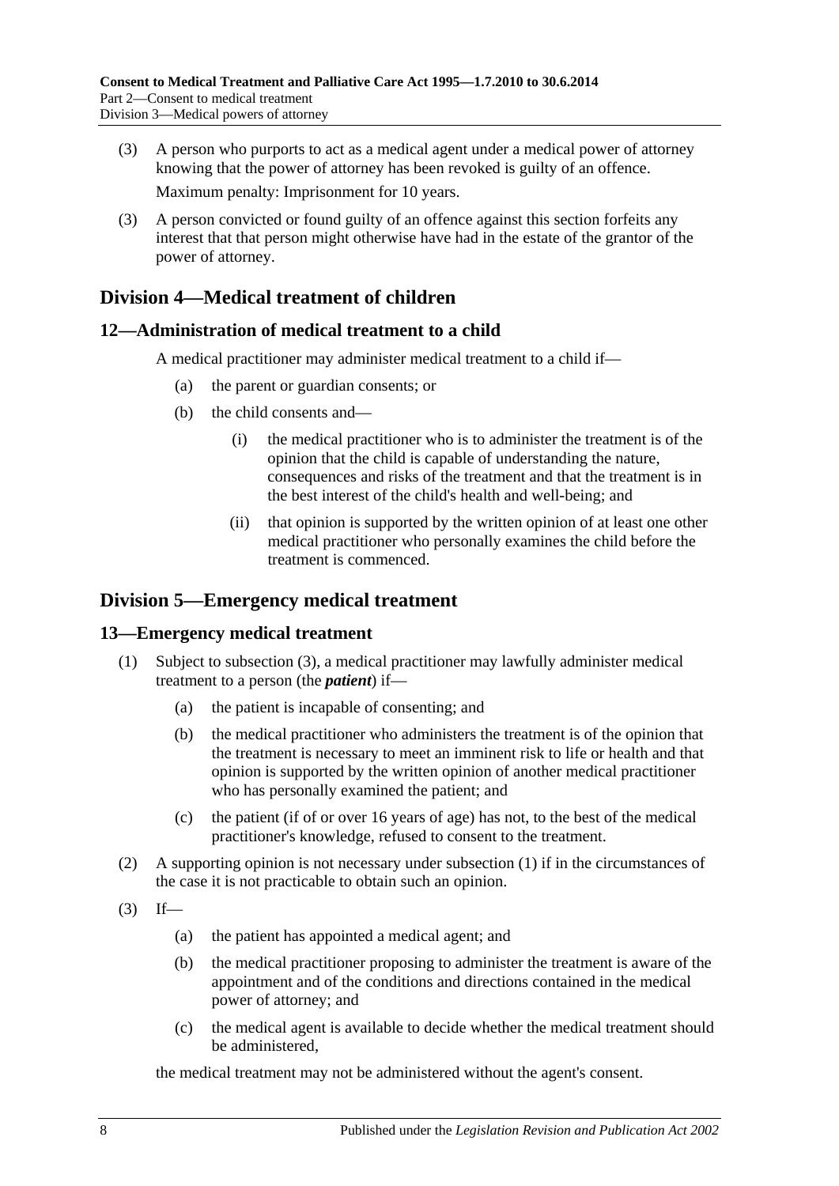(3) A person who purports to act as a medical agent under a medical power of attorney knowing that the power of attorney has been revoked is guilty of an offence.

Maximum penalty: Imprisonment for 10 years.

(3) A person convicted or found guilty of an offence against this section forfeits any interest that that person might otherwise have had in the estate of the grantor of the power of attorney.

## Division 4—Medical treatment of children

### 12—Administration of medical treatment to a child

A medical practitioner may administer medical treatment to a child if—

(a) the parent or guardian consents; or

(b) the child consents and—

(i) the medical practitioner who is to administer the treatment is of the opinion that the child is capable of understanding the nature, consequences and risks of the treatment and that the treatment is in the best interest of the child's health and well-being; and

(ii) that opinion is supported by the written opinion of at least one other medical practitioner who personally examines the child before the treatment is commenced.

## Division 5—Emergency medical treatment

### 13—Emergency medical treatment

(1) Subject to subsection (3), a medical practitioner may lawfully administer medical treatment to a person (the ***patient***) if—

(a) the patient is incapable of consenting; and

(b) the medical practitioner who administers the treatment is of the opinion that the treatment is necessary to meet an imminent risk to life or health and that opinion is supported by the written opinion of another medical practitioner who has personally examined the patient; and

(c) the patient (if of or over 16 years of age) has not, to the best of the medical practitioner's knowledge, refused to consent to the treatment.

(2) A supporting opinion is not necessary under subsection (1) if in the circumstances of the case it is not practicable to obtain such an opinion.

(3) If—

(a) the patient has appointed a medical agent; and

(b) the medical practitioner proposing to administer the treatment is aware of the appointment and of the conditions and directions contained in the medical power of attorney; and

(c) the medical agent is available to decide whether the medical treatment should be administered,

the medical treatment may not be administered without the agent's consent.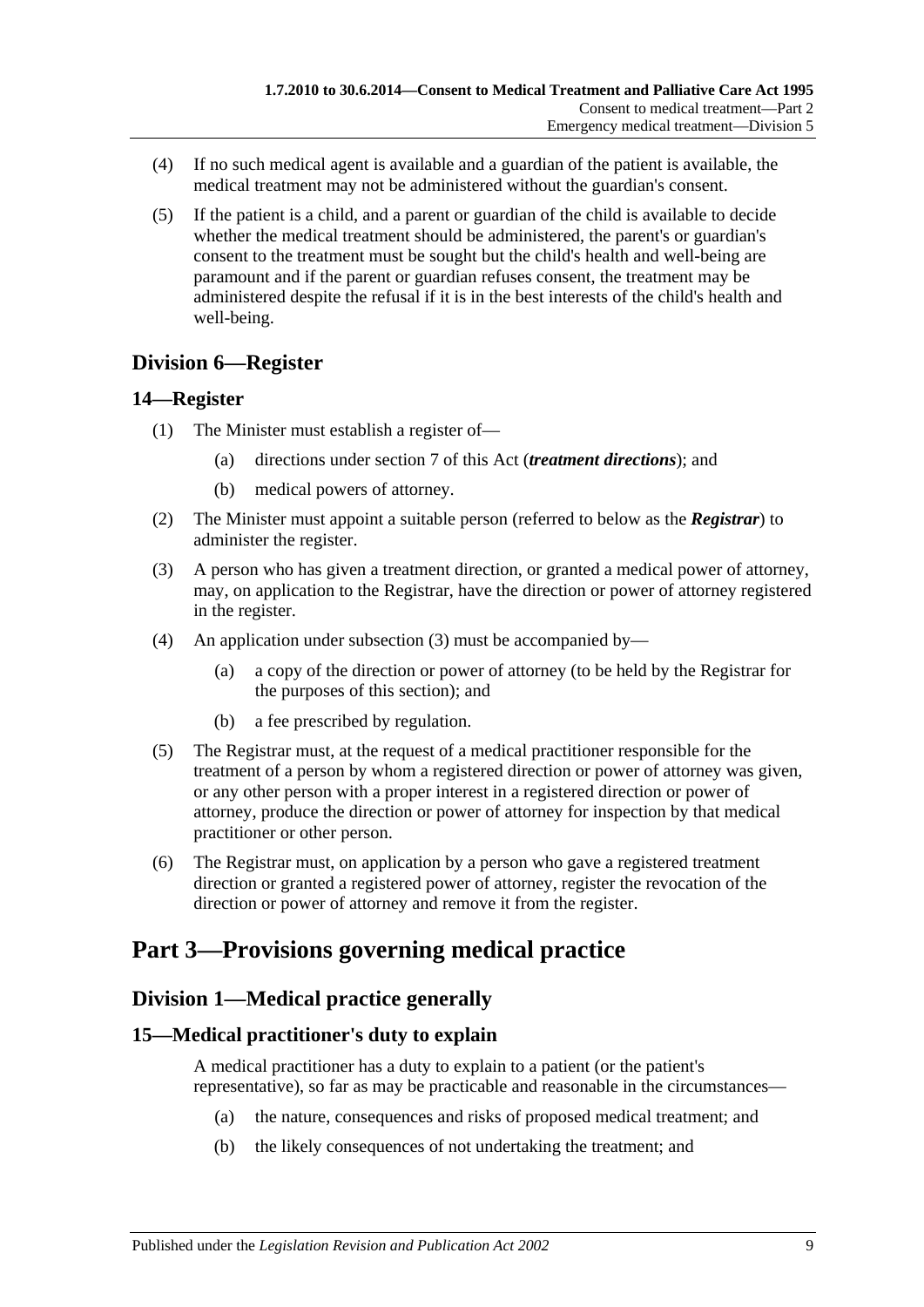(4) If no such medical agent is available and a guardian of the patient is available, the medical treatment may not be administered without the guardian's consent.

(5) If the patient is a child, and a parent or guardian of the child is available to decide whether the medical treatment should be administered, the parent's or guardian's consent to the treatment must be sought but the child's health and well-being are paramount and if the parent or guardian refuses consent, the treatment may be administered despite the refusal if it is in the best interests of the child's health and well-being.

## Division 6—Register

### 14—Register

(1) The Minister must establish a register of—

(a) directions under section 7 of this Act (***treatment directions***); and

(b) medical powers of attorney.

(2) The Minister must appoint a suitable person (referred to below as the ***Registrar***) to administer the register.

(3) A person who has given a treatment direction, or granted a medical power of attorney, may, on application to the Registrar, have the direction or power of attorney registered in the register.

(4) An application under subsection (3) must be accompanied by—

(a) a copy of the direction or power of attorney (to be held by the Registrar for the purposes of this section); and

(b) a fee prescribed by regulation.

(5) The Registrar must, at the request of a medical practitioner responsible for the treatment of a person by whom a registered direction or power of attorney was given, or any other person with a proper interest in a registered direction or power of attorney, produce the direction or power of attorney for inspection by that medical practitioner or other person.

(6) The Registrar must, on application by a person who gave a registered treatment direction or granted a registered power of attorney, register the revocation of the direction or power of attorney and remove it from the register.

# Part 3—Provisions governing medical practice

## Division 1—Medical practice generally

### 15—Medical practitioner's duty to explain

A medical practitioner has a duty to explain to a patient (or the patient's representative), so far as may be practicable and reasonable in the circumstances—

(a) the nature, consequences and risks of proposed medical treatment; and

(b) the likely consequences of not undertaking the treatment; and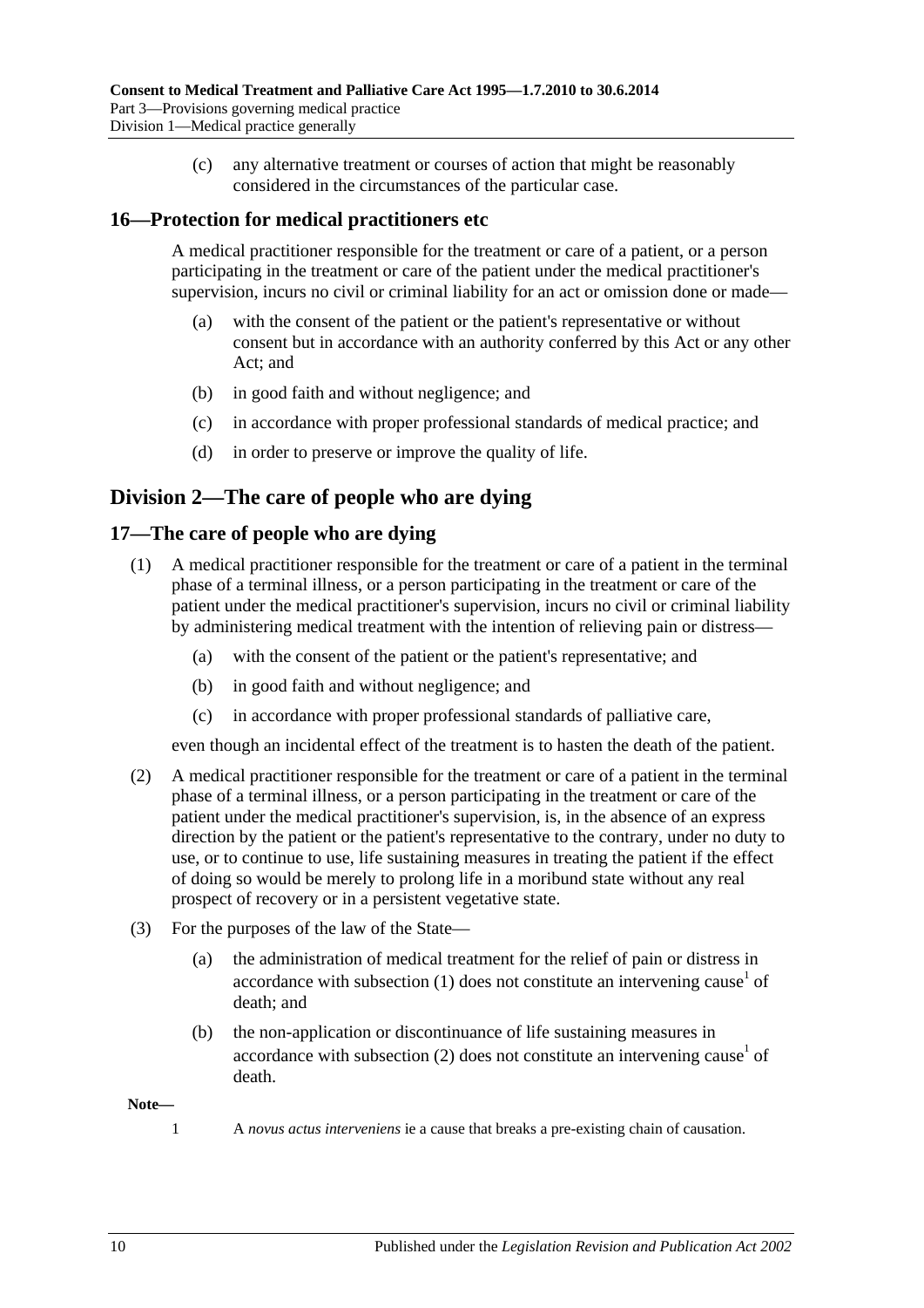(c) any alternative treatment or courses of action that might be reasonably considered in the circumstances of the particular case.

## 16—Protection for medical practitioners etc

A medical practitioner responsible for the treatment or care of a patient, or a person participating in the treatment or care of the patient under the medical practitioner's supervision, incurs no civil or criminal liability for an act or omission done or made—

(a) with the consent of the patient or the patient's representative or without consent but in accordance with an authority conferred by this Act or any other Act; and

(b) in good faith and without negligence; and

(c) in accordance with proper professional standards of medical practice; and

(d) in order to preserve or improve the quality of life.

# Division 2—The care of people who are dying

## 17—The care of people who are dying

(1) A medical practitioner responsible for the treatment or care of a patient in the terminal phase of a terminal illness, or a person participating in the treatment or care of the patient under the medical practitioner's supervision, incurs no civil or criminal liability by administering medical treatment with the intention of relieving pain or distress—

(a) with the consent of the patient or the patient's representative; and

(b) in good faith and without negligence; and

(c) in accordance with proper professional standards of palliative care,

even though an incidental effect of the treatment is to hasten the death of the patient.

(2) A medical practitioner responsible for the treatment or care of a patient in the terminal phase of a terminal illness, or a person participating in the treatment or care of the patient under the medical practitioner's supervision, is, in the absence of an express direction by the patient or the patient's representative to the contrary, under no duty to use, or to continue to use, life sustaining measures in treating the patient if the effect of doing so would be merely to prolong life in a moribund state without any real prospect of recovery or in a persistent vegetative state.

(3) For the purposes of the law of the State—

(a) the administration of medical treatment for the relief of pain or distress in accordance with subsection (1) does not constitute an intervening cause[1] of death; and

(b) the non-application or discontinuance of life sustaining measures in accordance with subsection (2) does not constitute an intervening cause[1] of death.

**Note—**

1 A *novus actus interveniens* ie a cause that breaks a pre-existing chain of causation.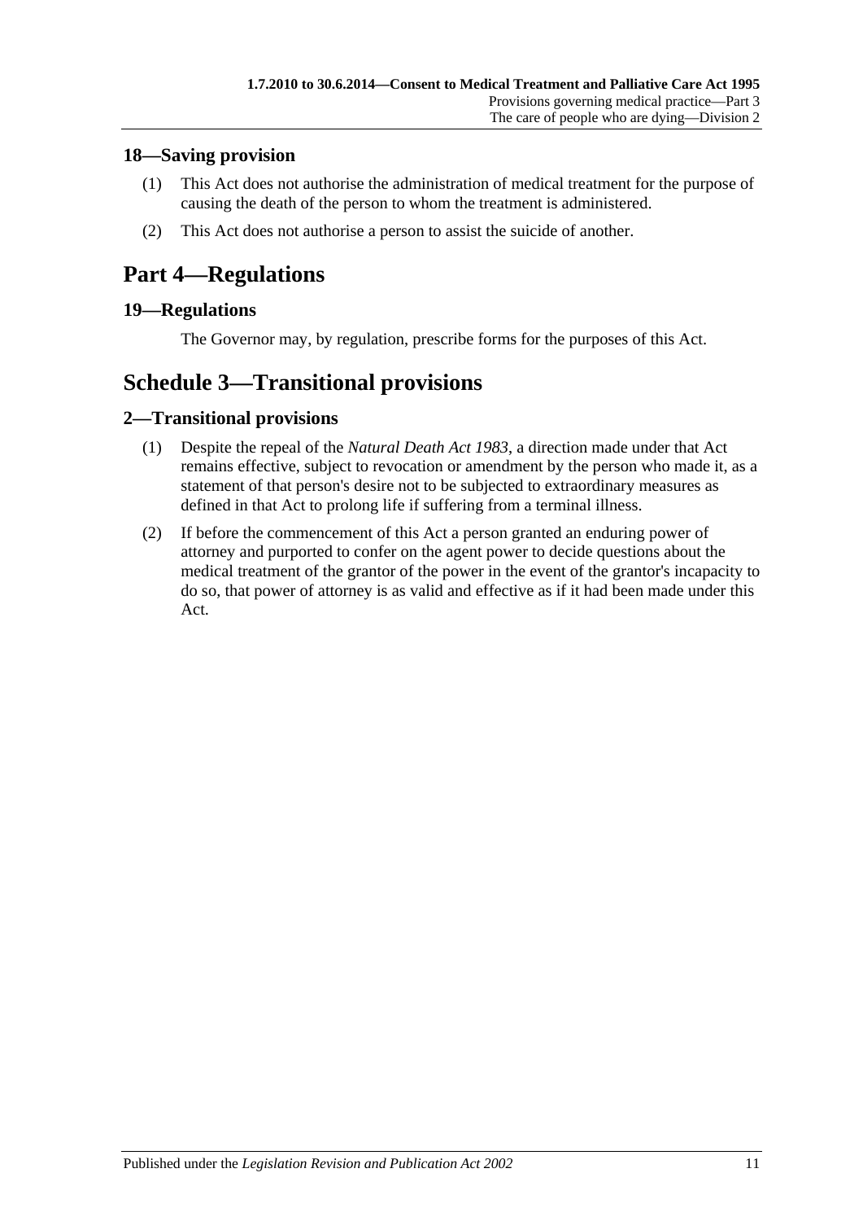### 18—Saving provision

(1) This Act does not authorise the administration of medical treatment for the purpose of causing the death of the person to whom the treatment is administered.

(2) This Act does not authorise a person to assist the suicide of another.

## Part 4—Regulations

### 19—Regulations

The Governor may, by regulation, prescribe forms for the purposes of this Act.

## Schedule 3—Transitional provisions

### 2—Transitional provisions

(1) Despite the repeal of the *Natural Death Act 1983*, a direction made under that Act remains effective, subject to revocation or amendment by the person who made it, as a statement of that person's desire not to be subjected to extraordinary measures as defined in that Act to prolong life if suffering from a terminal illness.

(2) If before the commencement of this Act a person granted an enduring power of attorney and purported to confer on the agent power to decide questions about the medical treatment of the grantor of the power in the event of the grantor's incapacity to do so, that power of attorney is as valid and effective as if it had been made under this Act.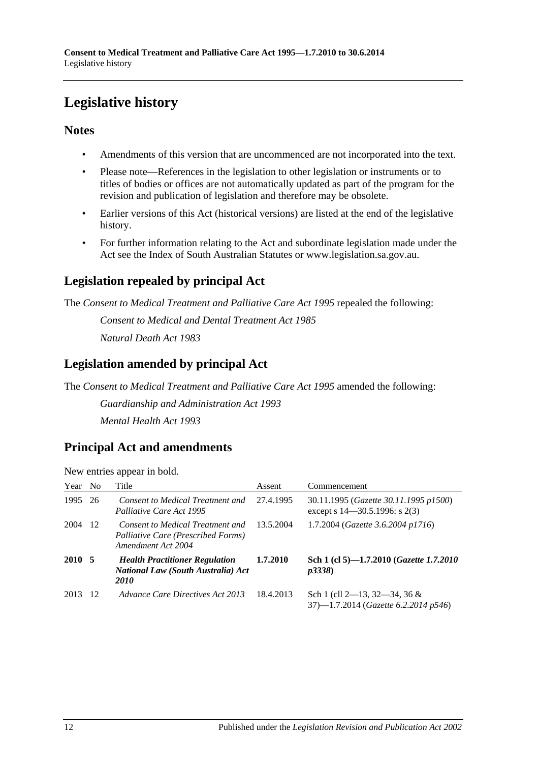# Legislative history

## Notes

- Amendments of this version that are uncommenced are not incorporated into the text.
- Please note—References in the legislation to other legislation or instruments or to titles of bodies or offices are not automatically updated as part of the program for the revision and publication of legislation and therefore may be obsolete.
- Earlier versions of this Act (historical versions) are listed at the end of the legislative history.
- For further information relating to the Act and subordinate legislation made under the Act see the Index of South Australian Statutes or www.legislation.sa.gov.au.

## Legislation repealed by principal Act

The *Consent to Medical Treatment and Palliative Care Act 1995* repealed the following:

*Consent to Medical and Dental Treatment Act 1985*

*Natural Death Act 1983*

## Legislation amended by principal Act

The *Consent to Medical Treatment and Palliative Care Act 1995* amended the following:

*Guardianship and Administration Act 1993*

*Mental Health Act 1993*

## Principal Act and amendments

New entries appear in bold.

| Year | No | Title | Assent | Commencement |
|---|---|---|---|---|
| 1995 | 26 | *Consent to Medical Treatment and Palliative Care Act 1995* | 27.4.1995 | 30.11.1995 (*Gazette 30.11.1995 p1500*) except s 14—30.5.1996: s 2(3) |
| 2004 | 12 | *Consent to Medical Treatment and Palliative Care (Prescribed Forms) Amendment Act 2004* | 13.5.2004 | 1.7.2004 (*Gazette 3.6.2004 p1716*) |
| **2010** | **5** | ***Health Practitioner Regulation National Law (South Australia) Act 2010*** | **1.7.2010** | **Sch 1 (cl 5)—1.7.2010 (*Gazette 1.7.2010 p3338*)** |
| 2013 | 12 | *Advance Care Directives Act 2013* | 18.4.2013 | Sch 1 (cll 2—13, 32—34, 36 & 37)—1.7.2014 (*Gazette 6.2.2014 p546*) |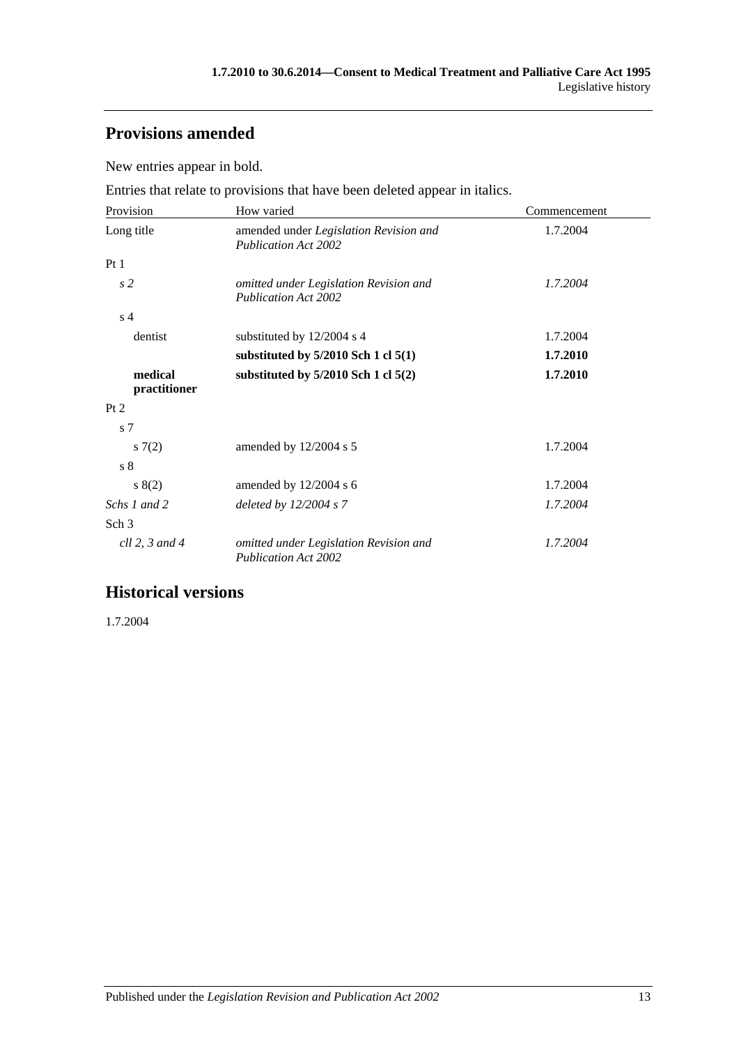## Provisions amended

New entries appear in bold.

Entries that relate to provisions that have been deleted appear in italics.

| Provision | How varied | Commencement |
|---|---|---|
| Long title | amended under *Legislation Revision and Publication Act 2002* | 1.7.2004 |
| Pt 1 | | |
| *s 2* | *omitted under Legislation Revision and Publication Act 2002* | *1.7.2004* |
| s 4 | | |
| dentist | substituted by 12/2004 s 4 | 1.7.2004 |
| | **substituted by 5/2010 Sch 1 cl 5(1)** | **1.7.2010** |
| **medical practitioner** | **substituted by 5/2010 Sch 1 cl 5(2)** | **1.7.2010** |
| Pt 2 | | |
| s 7 | | |
| s 7(2) | amended by 12/2004 s 5 | 1.7.2004 |
| s 8 | | |
| s 8(2) | amended by 12/2004 s 6 | 1.7.2004 |
| *Schs 1 and 2* | *deleted by 12/2004 s 7* | *1.7.2004* |
| Sch 3 | | |
| *cll 2, 3 and 4* | *omitted under Legislation Revision and Publication Act 2002* | *1.7.2004* |

## Historical versions

1.7.2004